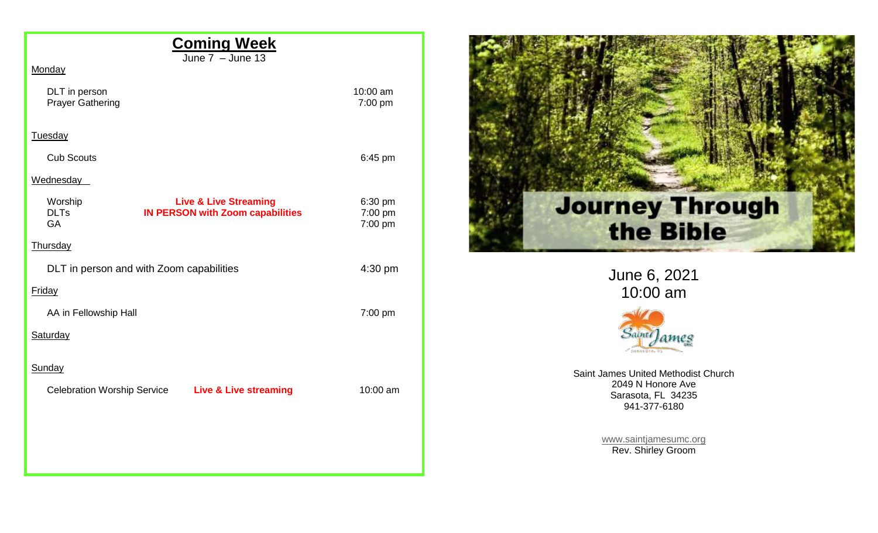## Coming Week

June 7 – June 13

Monday

| | | |
|---|---|---|
| DLT in person | | 10:00 am |
| Prayer Gathering | | 7:00 pm |

Tuesday

| | | |
|---|---|---|
| Cub Scouts | | 6:45 pm |

Wednesday

| | | |
|---|---|---|
| Worship | **Live & Live Streaming** | 6:30 pm |
| DLTs | **IN PERSON with Zoom capabilities** | 7:00 pm |
| GA | | 7:00 pm |

Thursday

| | | |
|---|---|---|
| DLT in person and with Zoom capabilities | | 4:30 pm |

Friday

| | | |
|---|---|---|
| AA in Fellowship Hall | | 7:00 pm |

Saturday

Sunday

| | | |
|---|---|---|
| Celebration Worship Service | **Live & Live streaming** | 10:00 am |

# Journey Through the Bible

June 6, 2021

10:00 am

Saint James United Methodist Church
2049 N Honore Ave
Sarasota, FL 34235
941-377-6180

www.saintjamesumc.org

Rev. Shirley Groom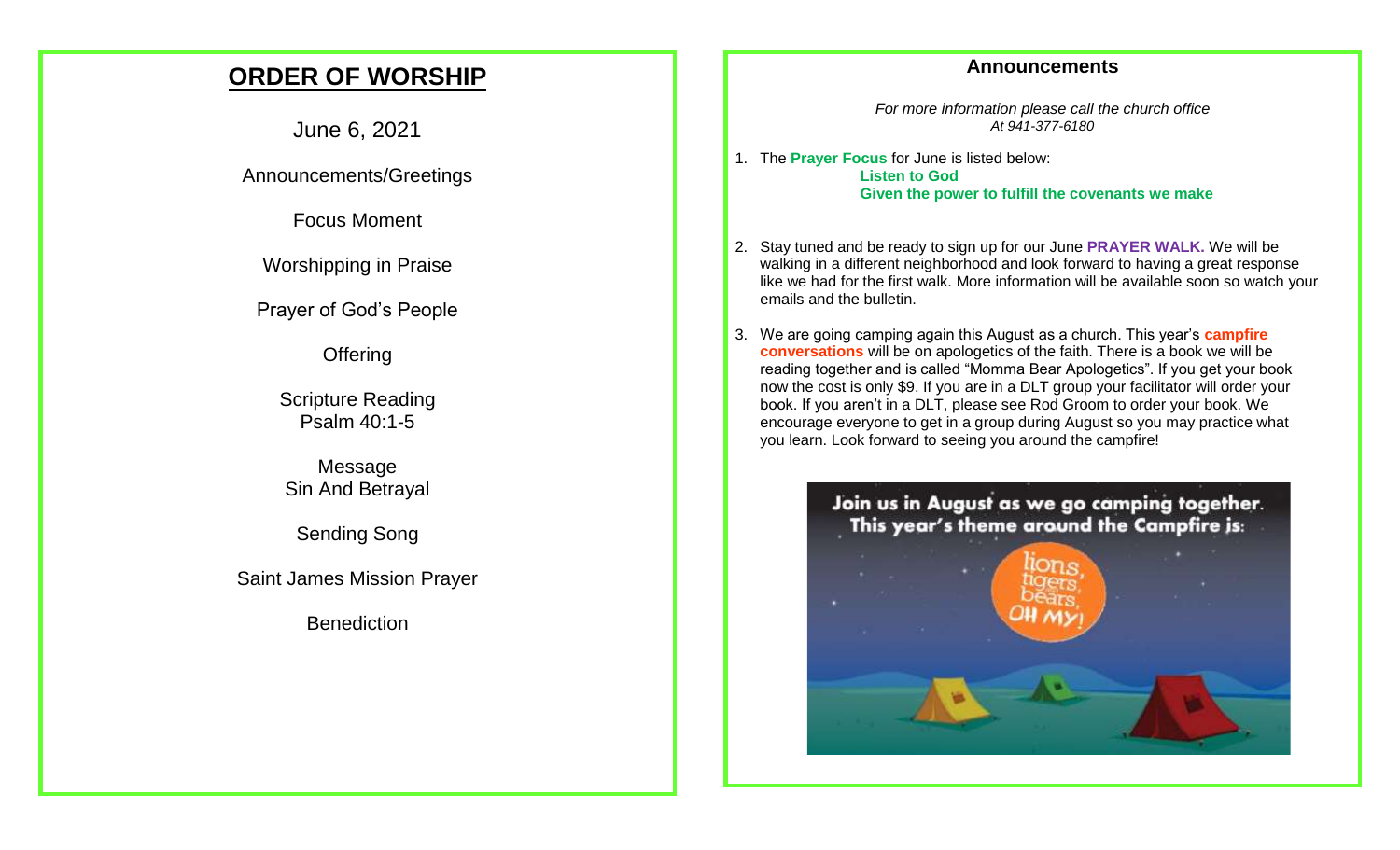# ORDER OF WORSHIP

June 6, 2021

Announcements/Greetings

Focus Moment

Worshipping in Praise

Prayer of God's People

Offering

Scripture Reading
Psalm 40:1-5

Message
Sin And Betrayal

Sending Song

Saint James Mission Prayer

Benediction

## Announcements

*For more information please call the church office*
*At 941-377-6180*

1. The **Prayer Focus** for June is listed below:
   **Listen to God**
   **Given the power to fulfill the covenants we make**

2. Stay tuned and be ready to sign up for our June **PRAYER WALK.** We will be walking in a different neighborhood and look forward to having a great response like we had for the first walk. More information will be available soon so watch your emails and the bulletin.

3. We are going camping again this August as a church. This year's **campfire conversations** will be on apologetics of the faith. There is a book we will be reading together and is called "Momma Bear Apologetics". If you get your book now the cost is only $9. If you are in a DLT group your facilitator will order your book. If you aren't in a DLT, please see Rod Groom to order your book. We encourage everyone to get in a group during August so you may practice what you learn. Look forward to seeing you around the campfire!

Join us in August as we go camping together.
This year's theme around the Campfire is:
lions, tigers, bears, OH MY!